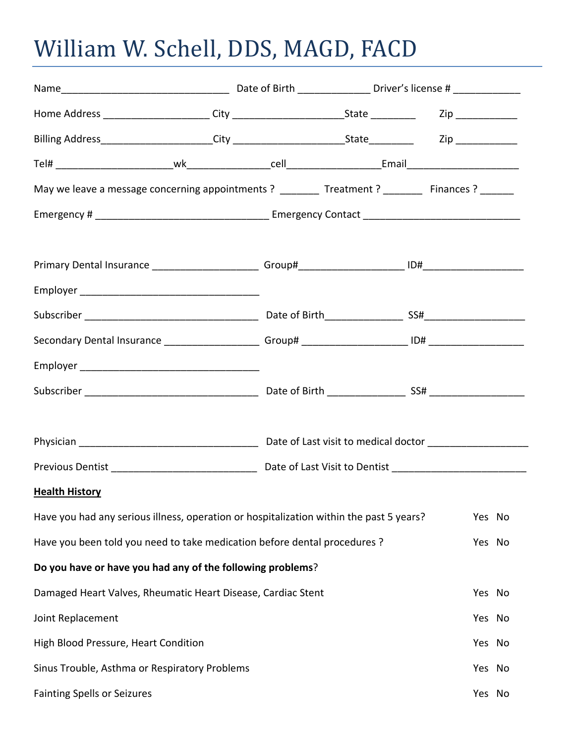# William W. Schell, DDS, MAGD, FACD

Name______________________________ Date of Birth _____________ Driver's license # ____________

Home Address __________________ City ___________________State ________ Zip ___________

Billing Address___________________City ___________________State________ Zip ___________

Tel# ____________________wk______________cell________________Email____________________

May we leave a message concerning appointments ? _______ Treatment ? _______ Finances ? ______

Emergency # ______________________________ Emergency Contact ___________________________

Primary Dental Insurance __________________ Group#__________________ ID#_________________

Employer ________________________________

Subscriber _______________________________ Date of Birth______________ SS#_________________

Secondary Dental Insurance ________________ Group# __________________ ID# ________________

Employer ________________________________

Subscriber _______________________________ Date of Birth ______________ SS# ________________

Physician ________________________________ Date of Last visit to medical doctor _________________

Previous Dentist __________________________ Date of Last Visit to Dentist _______________________

**Health History**

Have you had any serious illness, operation or hospitalization within the past 5 years? Yes No

Have you been told you need to take medication before dental procedures ? Yes No

**Do you have or have you had any of the following problems**?

Damaged Heart Valves, Rheumatic Heart Disease, Cardiac Stent Yes No

Joint Replacement Yes No

High Blood Pressure, Heart Condition Yes No

Sinus Trouble, Asthma or Respiratory Problems Yes No

Fainting Spells or Seizures Yes No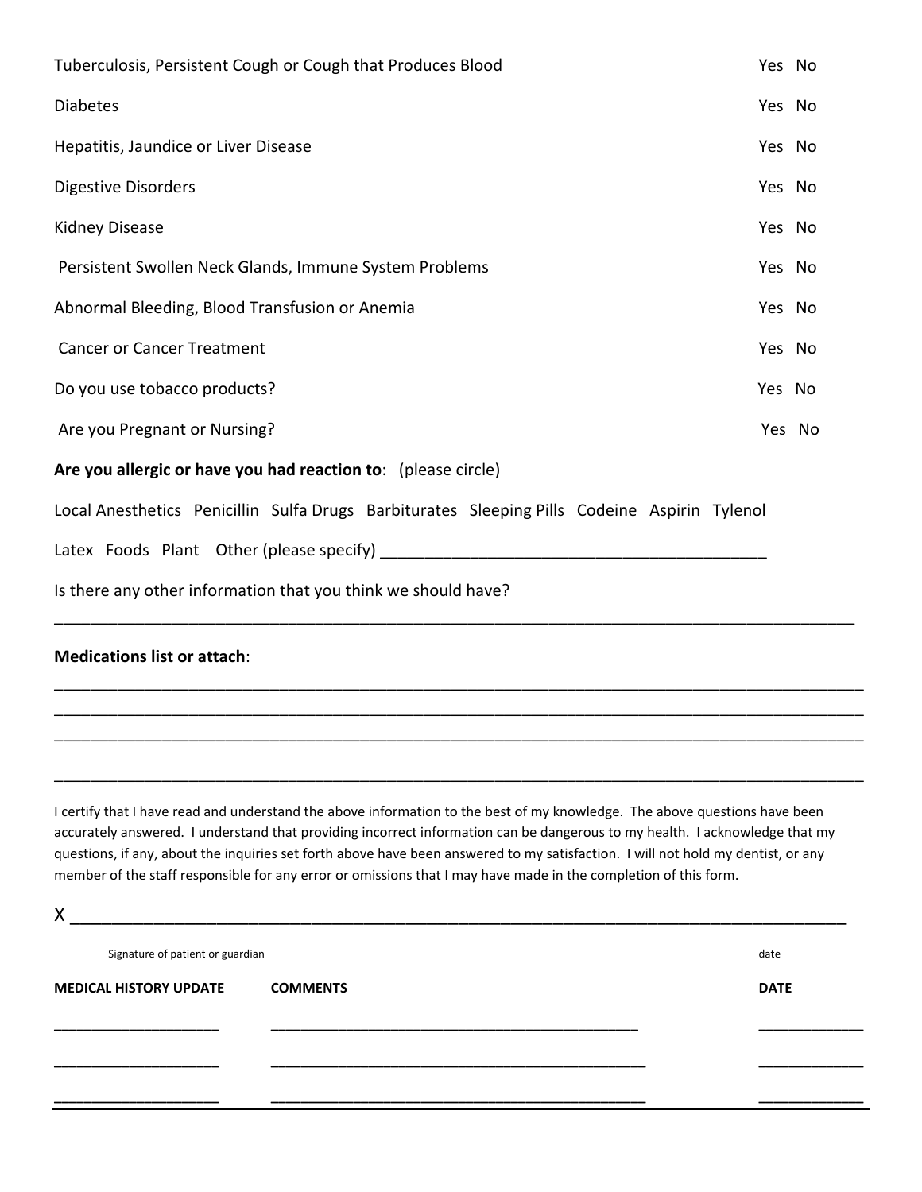| | |
|---|---|
| Tuberculosis, Persistent Cough or Cough that Produces Blood | Yes No |
| Diabetes | Yes No |
| Hepatitis, Jaundice or Liver Disease | Yes No |
| Digestive Disorders | Yes No |
| Kidney Disease | Yes No |
| Persistent Swollen Neck Glands, Immune System Problems | Yes No |
| Abnormal Bleeding, Blood Transfusion or Anemia | Yes No |
| Cancer or Cancer Treatment | Yes No |
| Do you use tobacco products? | Yes No |
| Are you Pregnant or Nursing? | Yes No |

**Are you allergic or have you had reaction to**: (please circle)

Local Anesthetics Penicillin Sulfa Drugs Barbiturates Sleeping Pills Codeine Aspirin Tylenol

Latex Foods Plant Other (please specify) ___________________________________________

Is there any other information that you think we should have?

_____________________________________________________________________________________

**Medications list or attach**:

_____________________________________________________________________________________

_____________________________________________________________________________________

_____________________________________________________________________________________

_____________________________________________________________________________________

I certify that I have read and understand the above information to the best of my knowledge. The above questions have been accurately answered. I understand that providing incorrect information can be dangerous to my health. I acknowledge that my questions, if any, about the inquiries set forth above have been answered to my satisfaction. I will not hold my dentist, or any member of the staff responsible for any error or omissions that I may have made in the completion of this form.

X ___________________________________________________________________________________

Signature of patient or guardian date

| MEDICAL HISTORY UPDATE | COMMENTS | DATE |
|---|---|---|
| ____________________ | ___________________________________________ | ____________ |
| ____________________ | ___________________________________________ | ____________ |
| ____________________ | ___________________________________________ | ____________ |